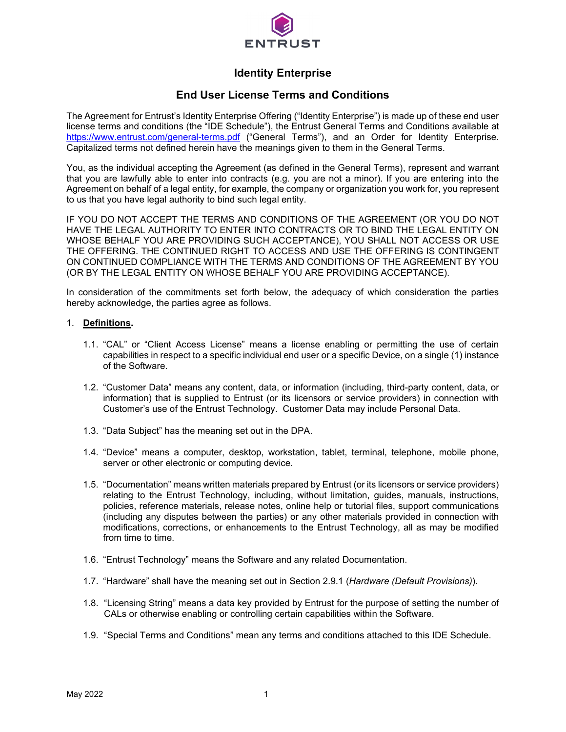ENTRUST

# Identity Enterprise

## End User License Terms and Conditions

The Agreement for Entrust's Identity Enterprise Offering ("Identity Enterprise") is made up of these end user license terms and conditions (the "IDE Schedule"), the Entrust General Terms and Conditions available at [https://www.entrust.com/general-terms.pdf](https://www.entrust.com/general-terms.pdf) ("General Terms"), and an Order for Identity Enterprise. Capitalized terms not defined herein have the meanings given to them in the General Terms.

You, as the individual accepting the Agreement (as defined in the General Terms), represent and warrant that you are lawfully able to enter into contracts (e.g. you are not a minor). If you are entering into the Agreement on behalf of a legal entity, for example, the company or organization you work for, you represent to us that you have legal authority to bind such legal entity.

IF YOU DO NOT ACCEPT THE TERMS AND CONDITIONS OF THE AGREEMENT (OR YOU DO NOT HAVE THE LEGAL AUTHORITY TO ENTER INTO CONTRACTS OR TO BIND THE LEGAL ENTITY ON WHOSE BEHALF YOU ARE PROVIDING SUCH ACCEPTANCE), YOU SHALL NOT ACCESS OR USE THE OFFERING. THE CONTINUED RIGHT TO ACCESS AND USE THE OFFERING IS CONTINGENT ON CONTINUED COMPLIANCE WITH THE TERMS AND CONDITIONS OF THE AGREEMENT BY YOU (OR BY THE LEGAL ENTITY ON WHOSE BEHALF YOU ARE PROVIDING ACCEPTANCE).

In consideration of the commitments set forth below, the adequacy of which consideration the parties hereby acknowledge, the parties agree as follows.

1. **Definitions.**

   1.1. "CAL" or "Client Access License" means a license enabling or permitting the use of certain capabilities in respect to a specific individual end user or a specific Device, on a single (1) instance of the Software.

   1.2. "Customer Data" means any content, data, or information (including, third-party content, data, or information) that is supplied to Entrust (or its licensors or service providers) in connection with Customer's use of the Entrust Technology. Customer Data may include Personal Data.

   1.3. "Data Subject" has the meaning set out in the DPA.

   1.4. "Device" means a computer, desktop, workstation, tablet, terminal, telephone, mobile phone, server or other electronic or computing device.

   1.5. "Documentation" means written materials prepared by Entrust (or its licensors or service providers) relating to the Entrust Technology, including, without limitation, guides, manuals, instructions, policies, reference materials, release notes, online help or tutorial files, support communications (including any disputes between the parties) or any other materials provided in connection with modifications, corrections, or enhancements to the Entrust Technology, all as may be modified from time to time.

   1.6. "Entrust Technology" means the Software and any related Documentation.

   1.7. "Hardware" shall have the meaning set out in Section 2.9.1 (*Hardware (Default Provisions)*).

   1.8. "Licensing String" means a data key provided by Entrust for the purpose of setting the number of CALs or otherwise enabling or controlling certain capabilities within the Software.

   1.9. "Special Terms and Conditions" mean any terms and conditions attached to this IDE Schedule.

May 2022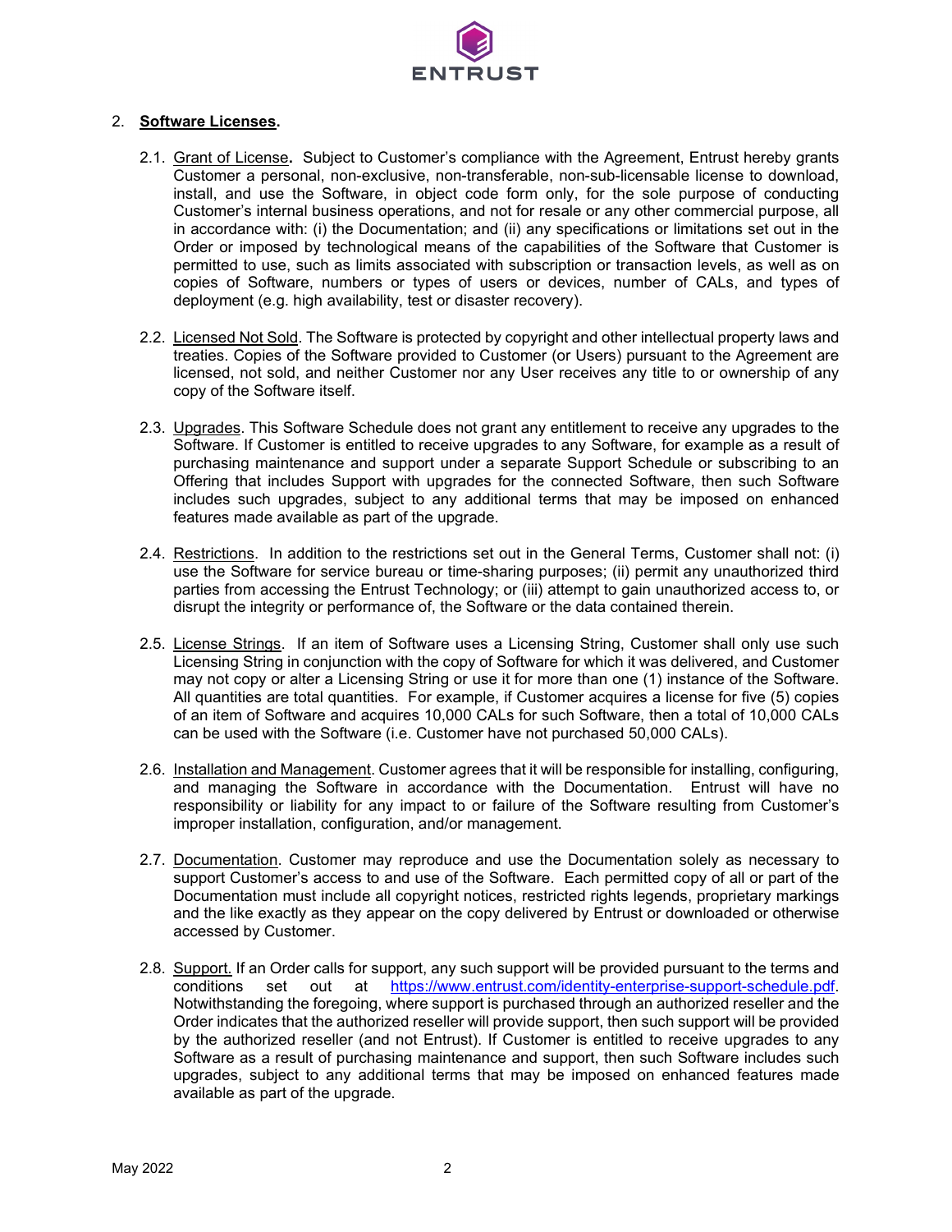2. **Software Licenses.**

2.1. Grant of License**.** Subject to Customer's compliance with the Agreement, Entrust hereby grants Customer a personal, non-exclusive, non-transferable, non-sub-licensable license to download, install, and use the Software, in object code form only, for the sole purpose of conducting Customer's internal business operations, and not for resale or any other commercial purpose, all in accordance with: (i) the Documentation; and (ii) any specifications or limitations set out in the Order or imposed by technological means of the capabilities of the Software that Customer is permitted to use, such as limits associated with subscription or transaction levels, as well as on copies of Software, numbers or types of users or devices, number of CALs, and types of deployment (e.g. high availability, test or disaster recovery).

2.2. Licensed Not Sold. The Software is protected by copyright and other intellectual property laws and treaties. Copies of the Software provided to Customer (or Users) pursuant to the Agreement are licensed, not sold, and neither Customer nor any User receives any title to or ownership of any copy of the Software itself.

2.3. Upgrades. This Software Schedule does not grant any entitlement to receive any upgrades to the Software. If Customer is entitled to receive upgrades to any Software, for example as a result of purchasing maintenance and support under a separate Support Schedule or subscribing to an Offering that includes Support with upgrades for the connected Software, then such Software includes such upgrades, subject to any additional terms that may be imposed on enhanced features made available as part of the upgrade.

2.4. Restrictions. In addition to the restrictions set out in the General Terms, Customer shall not: (i) use the Software for service bureau or time-sharing purposes; (ii) permit any unauthorized third parties from accessing the Entrust Technology; or (iii) attempt to gain unauthorized access to, or disrupt the integrity or performance of, the Software or the data contained therein.

2.5. License Strings. If an item of Software uses a Licensing String, Customer shall only use such Licensing String in conjunction with the copy of Software for which it was delivered, and Customer may not copy or alter a Licensing String or use it for more than one (1) instance of the Software. All quantities are total quantities. For example, if Customer acquires a license for five (5) copies of an item of Software and acquires 10,000 CALs for such Software, then a total of 10,000 CALs can be used with the Software (i.e. Customer have not purchased 50,000 CALs).

2.6. Installation and Management. Customer agrees that it will be responsible for installing, configuring, and managing the Software in accordance with the Documentation. Entrust will have no responsibility or liability for any impact to or failure of the Software resulting from Customer's improper installation, configuration, and/or management.

2.7. Documentation. Customer may reproduce and use the Documentation solely as necessary to support Customer's access to and use of the Software. Each permitted copy of all or part of the Documentation must include all copyright notices, restricted rights legends, proprietary markings and the like exactly as they appear on the copy delivered by Entrust or downloaded or otherwise accessed by Customer.

2.8. Support. If an Order calls for support, any such support will be provided pursuant to the terms and conditions set out at https://www.entrust.com/identity-enterprise-support-schedule.pdf. Notwithstanding the foregoing, where support is purchased through an authorized reseller and the Order indicates that the authorized reseller will provide support, then such support will be provided by the authorized reseller (and not Entrust). If Customer is entitled to receive upgrades to any Software as a result of purchasing maintenance and support, then such Software includes such upgrades, subject to any additional terms that may be imposed on enhanced features made available as part of the upgrade.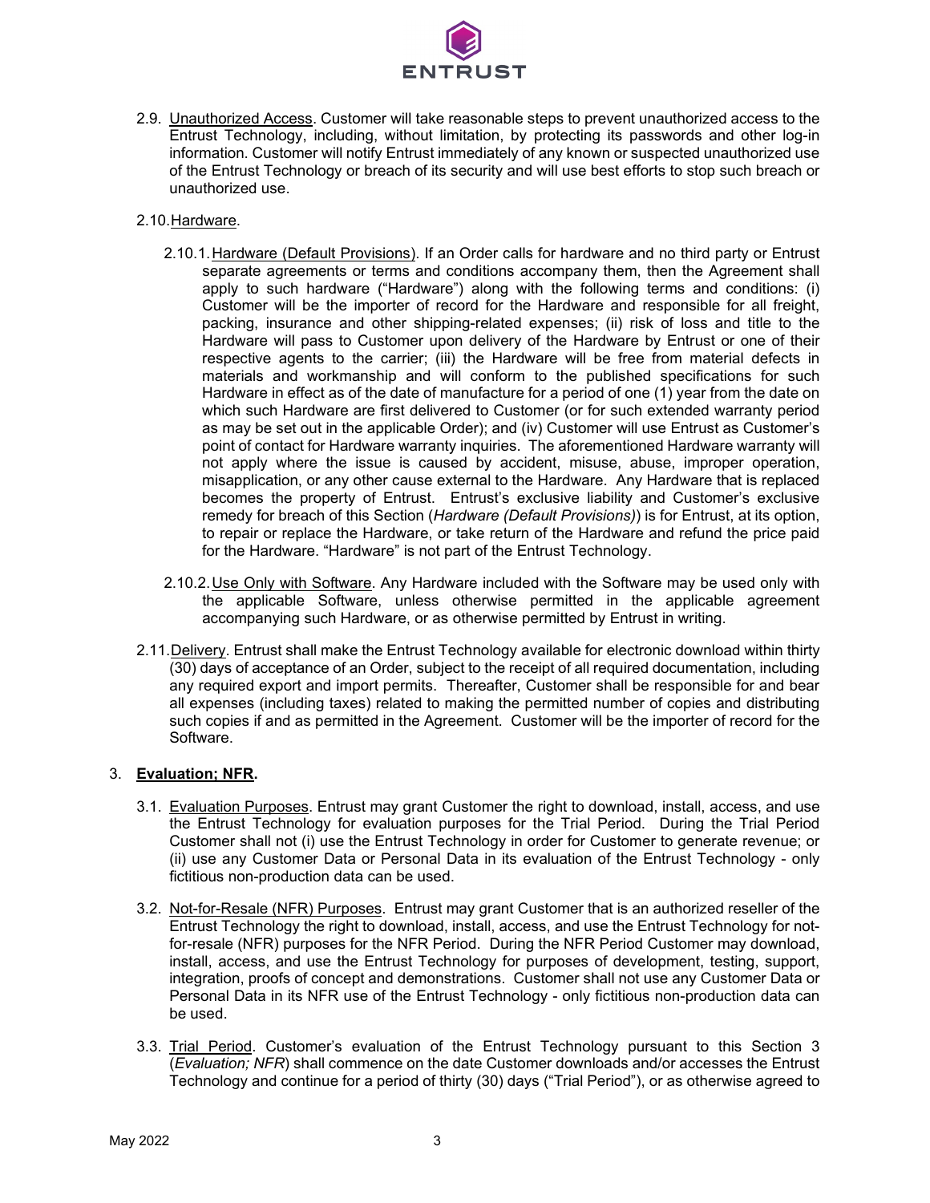2.9. Unauthorized Access. Customer will take reasonable steps to prevent unauthorized access to the Entrust Technology, including, without limitation, by protecting its passwords and other log-in information. Customer will notify Entrust immediately of any known or suspected unauthorized use of the Entrust Technology or breach of its security and will use best efforts to stop such breach or unauthorized use.

2.10. Hardware.

2.10.1. Hardware (Default Provisions). If an Order calls for hardware and no third party or Entrust separate agreements or terms and conditions accompany them, then the Agreement shall apply to such hardware ("Hardware") along with the following terms and conditions: (i) Customer will be the importer of record for the Hardware and responsible for all freight, packing, insurance and other shipping-related expenses; (ii) risk of loss and title to the Hardware will pass to Customer upon delivery of the Hardware by Entrust or one of their respective agents to the carrier; (iii) the Hardware will be free from material defects in materials and workmanship and will conform to the published specifications for such Hardware in effect as of the date of manufacture for a period of one (1) year from the date on which such Hardware are first delivered to Customer (or for such extended warranty period as may be set out in the applicable Order); and (iv) Customer will use Entrust as Customer's point of contact for Hardware warranty inquiries. The aforementioned Hardware warranty will not apply where the issue is caused by accident, misuse, abuse, improper operation, misapplication, or any other cause external to the Hardware. Any Hardware that is replaced becomes the property of Entrust. Entrust's exclusive liability and Customer's exclusive remedy for breach of this Section (*Hardware (Default Provisions)*) is for Entrust, at its option, to repair or replace the Hardware, or take return of the Hardware and refund the price paid for the Hardware. "Hardware" is not part of the Entrust Technology.

2.10.2. Use Only with Software. Any Hardware included with the Software may be used only with the applicable Software, unless otherwise permitted in the applicable agreement accompanying such Hardware, or as otherwise permitted by Entrust in writing.

2.11. Delivery. Entrust shall make the Entrust Technology available for electronic download within thirty (30) days of acceptance of an Order, subject to the receipt of all required documentation, including any required export and import permits. Thereafter, Customer shall be responsible for and bear all expenses (including taxes) related to making the permitted number of copies and distributing such copies if and as permitted in the Agreement. Customer will be the importer of record for the Software.

## 3. **Evaluation; NFR.**

3.1. Evaluation Purposes. Entrust may grant Customer the right to download, install, access, and use the Entrust Technology for evaluation purposes for the Trial Period. During the Trial Period Customer shall not (i) use the Entrust Technology in order for Customer to generate revenue; or (ii) use any Customer Data or Personal Data in its evaluation of the Entrust Technology - only fictitious non-production data can be used.

3.2. Not-for-Resale (NFR) Purposes. Entrust may grant Customer that is an authorized reseller of the Entrust Technology the right to download, install, access, and use the Entrust Technology for not-for-resale (NFR) purposes for the NFR Period. During the NFR Period Customer may download, install, access, and use the Entrust Technology for purposes of development, testing, support, integration, proofs of concept and demonstrations. Customer shall not use any Customer Data or Personal Data in its NFR use of the Entrust Technology - only fictitious non-production data can be used.

3.3. Trial Period. Customer's evaluation of the Entrust Technology pursuant to this Section 3 (*Evaluation; NFR*) shall commence on the date Customer downloads and/or accesses the Entrust Technology and continue for a period of thirty (30) days ("Trial Period"), or as otherwise agreed to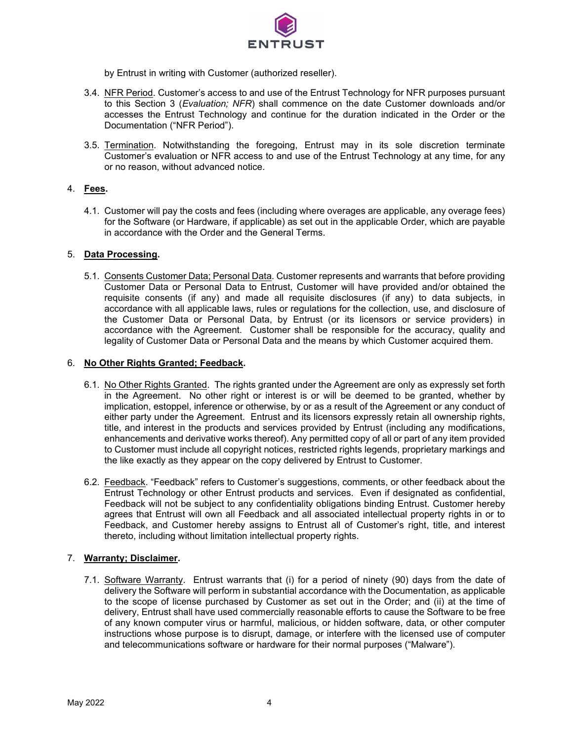by Entrust in writing with Customer (authorized reseller).

3.4. NFR Period. Customer's access to and use of the Entrust Technology for NFR purposes pursuant to this Section 3 (*Evaluation; NFR*) shall commence on the date Customer downloads and/or accesses the Entrust Technology and continue for the duration indicated in the Order or the Documentation ("NFR Period").

3.5. Termination. Notwithstanding the foregoing, Entrust may in its sole discretion terminate Customer's evaluation or NFR access to and use of the Entrust Technology at any time, for any or no reason, without advanced notice.

4. **Fees.**

4.1. Customer will pay the costs and fees (including where overages are applicable, any overage fees) for the Software (or Hardware, if applicable) as set out in the applicable Order, which are payable in accordance with the Order and the General Terms.

5. **Data Processing.**

5.1. Consents Customer Data; Personal Data. Customer represents and warrants that before providing Customer Data or Personal Data to Entrust, Customer will have provided and/or obtained the requisite consents (if any) and made all requisite disclosures (if any) to data subjects, in accordance with all applicable laws, rules or regulations for the collection, use, and disclosure of the Customer Data or Personal Data, by Entrust (or its licensors or service providers) in accordance with the Agreement. Customer shall be responsible for the accuracy, quality and legality of Customer Data or Personal Data and the means by which Customer acquired them.

6. **No Other Rights Granted; Feedback.**

6.1. No Other Rights Granted. The rights granted under the Agreement are only as expressly set forth in the Agreement. No other right or interest is or will be deemed to be granted, whether by implication, estoppel, inference or otherwise, by or as a result of the Agreement or any conduct of either party under the Agreement. Entrust and its licensors expressly retain all ownership rights, title, and interest in the products and services provided by Entrust (including any modifications, enhancements and derivative works thereof). Any permitted copy of all or part of any item provided to Customer must include all copyright notices, restricted rights legends, proprietary markings and the like exactly as they appear on the copy delivered by Entrust to Customer.

6.2. Feedback. "Feedback" refers to Customer's suggestions, comments, or other feedback about the Entrust Technology or other Entrust products and services. Even if designated as confidential, Feedback will not be subject to any confidentiality obligations binding Entrust. Customer hereby agrees that Entrust will own all Feedback and all associated intellectual property rights in or to Feedback, and Customer hereby assigns to Entrust all of Customer's right, title, and interest thereto, including without limitation intellectual property rights.

7. **Warranty; Disclaimer.**

7.1. Software Warranty. Entrust warrants that (i) for a period of ninety (90) days from the date of delivery the Software will perform in substantial accordance with the Documentation, as applicable to the scope of license purchased by Customer as set out in the Order; and (ii) at the time of delivery, Entrust shall have used commercially reasonable efforts to cause the Software to be free of any known computer virus or harmful, malicious, or hidden software, data, or other computer instructions whose purpose is to disrupt, damage, or interfere with the licensed use of computer and telecommunications software or hardware for their normal purposes ("Malware").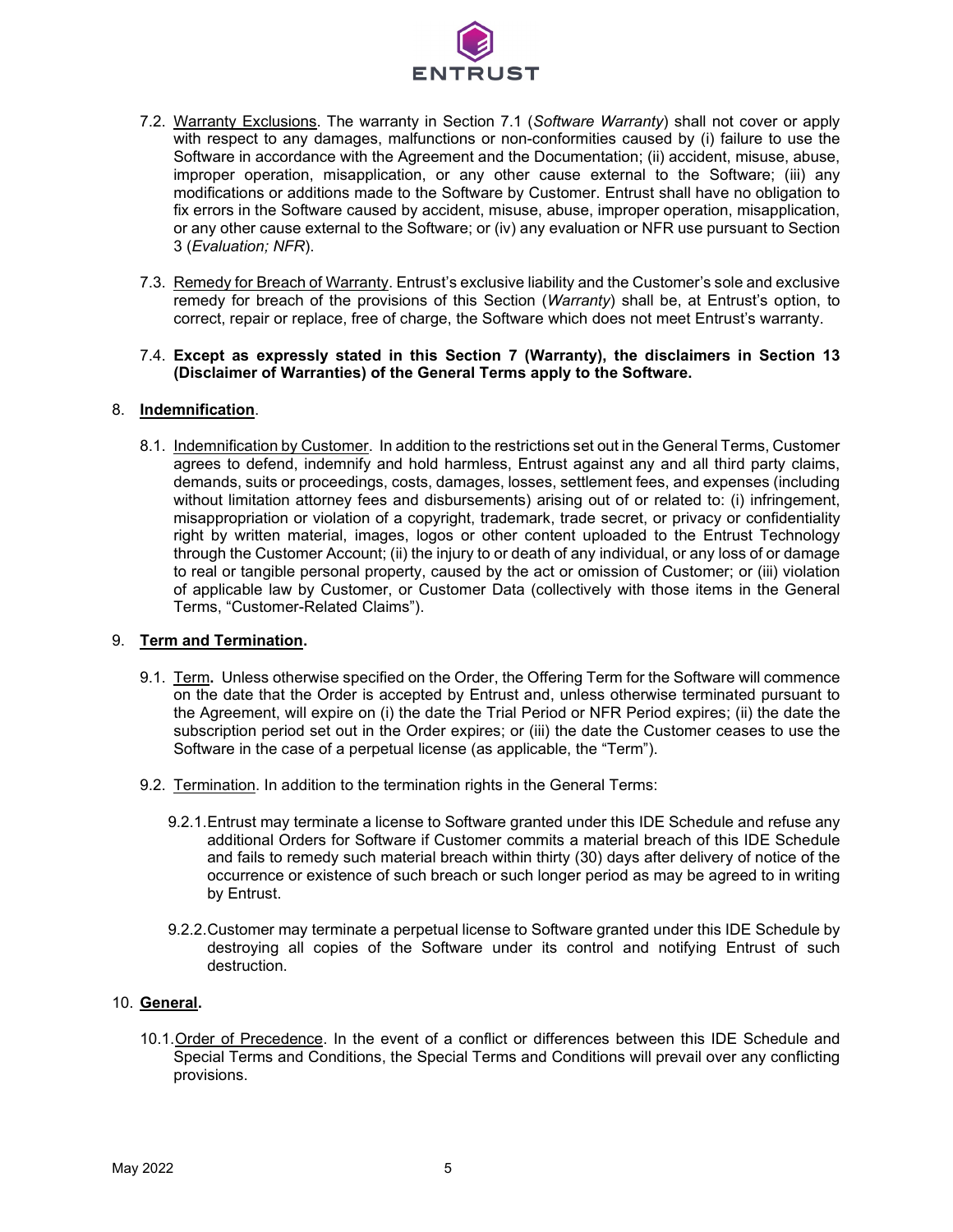7.2. Warranty Exclusions. The warranty in Section 7.1 (*Software Warranty*) shall not cover or apply with respect to any damages, malfunctions or non-conformities caused by (i) failure to use the Software in accordance with the Agreement and the Documentation; (ii) accident, misuse, abuse, improper operation, misapplication, or any other cause external to the Software; (iii) any modifications or additions made to the Software by Customer. Entrust shall have no obligation to fix errors in the Software caused by accident, misuse, abuse, improper operation, misapplication, or any other cause external to the Software; or (iv) any evaluation or NFR use pursuant to Section 3 (*Evaluation; NFR*).

7.3. Remedy for Breach of Warranty. Entrust's exclusive liability and the Customer's sole and exclusive remedy for breach of the provisions of this Section (*Warranty*) shall be, at Entrust's option, to correct, repair or replace, free of charge, the Software which does not meet Entrust's warranty.

7.4. **Except as expressly stated in this Section 7 (Warranty), the disclaimers in Section 13 (Disclaimer of Warranties) of the General Terms apply to the Software.**

## 8. **Indemnification**.

8.1. Indemnification by Customer. In addition to the restrictions set out in the General Terms, Customer agrees to defend, indemnify and hold harmless, Entrust against any and all third party claims, demands, suits or proceedings, costs, damages, losses, settlement fees, and expenses (including without limitation attorney fees and disbursements) arising out of or related to: (i) infringement, misappropriation or violation of a copyright, trademark, trade secret, or privacy or confidentiality right by written material, images, logos or other content uploaded to the Entrust Technology through the Customer Account; (ii) the injury to or death of any individual, or any loss of or damage to real or tangible personal property, caused by the act or omission of Customer; or (iii) violation of applicable law by Customer, or Customer Data (collectively with those items in the General Terms, "Customer-Related Claims").

## 9. **Term and Termination.**

9.1. Term**.** Unless otherwise specified on the Order, the Offering Term for the Software will commence on the date that the Order is accepted by Entrust and, unless otherwise terminated pursuant to the Agreement, will expire on (i) the date the Trial Period or NFR Period expires; (ii) the date the subscription period set out in the Order expires; or (iii) the date the Customer ceases to use the Software in the case of a perpetual license (as applicable, the "Term").

9.2. Termination. In addition to the termination rights in the General Terms:

9.2.1. Entrust may terminate a license to Software granted under this IDE Schedule and refuse any additional Orders for Software if Customer commits a material breach of this IDE Schedule and fails to remedy such material breach within thirty (30) days after delivery of notice of the occurrence or existence of such breach or such longer period as may be agreed to in writing by Entrust.

9.2.2. Customer may terminate a perpetual license to Software granted under this IDE Schedule by destroying all copies of the Software under its control and notifying Entrust of such destruction.

## 10. **General.**

10.1. Order of Precedence. In the event of a conflict or differences between this IDE Schedule and Special Terms and Conditions, the Special Terms and Conditions will prevail over any conflicting provisions.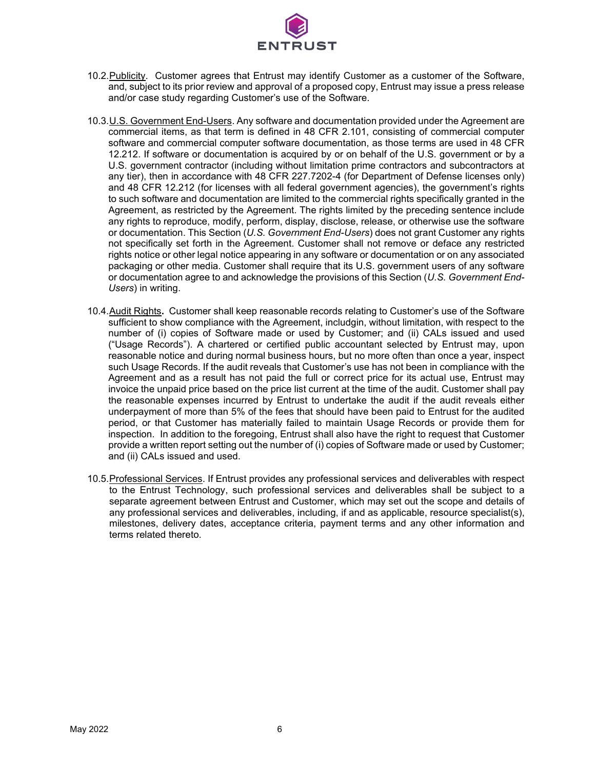10.2. Publicity. Customer agrees that Entrust may identify Customer as a customer of the Software, and, subject to its prior review and approval of a proposed copy, Entrust may issue a press release and/or case study regarding Customer's use of the Software.

10.3. U.S. Government End-Users. Any software and documentation provided under the Agreement are commercial items, as that term is defined in 48 CFR 2.101, consisting of commercial computer software and commercial computer software documentation, as those terms are used in 48 CFR 12.212. If software or documentation is acquired by or on behalf of the U.S. government or by a U.S. government contractor (including without limitation prime contractors and subcontractors at any tier), then in accordance with 48 CFR 227.7202-4 (for Department of Defense licenses only) and 48 CFR 12.212 (for licenses with all federal government agencies), the government's rights to such software and documentation are limited to the commercial rights specifically granted in the Agreement, as restricted by the Agreement. The rights limited by the preceding sentence include any rights to reproduce, modify, perform, display, disclose, release, or otherwise use the software or documentation. This Section (*U.S. Government End-Users*) does not grant Customer any rights not specifically set forth in the Agreement. Customer shall not remove or deface any restricted rights notice or other legal notice appearing in any software or documentation or on any associated packaging or other media. Customer shall require that its U.S. government users of any software or documentation agree to and acknowledge the provisions of this Section (*U.S. Government End-Users*) in writing.

10.4. Audit Rights**.** Customer shall keep reasonable records relating to Customer's use of the Software sufficient to show compliance with the Agreement, includgin, without limitation, with respect to the number of (i) copies of Software made or used by Customer; and (ii) CALs issued and used ("Usage Records"). A chartered or certified public accountant selected by Entrust may, upon reasonable notice and during normal business hours, but no more often than once a year, inspect such Usage Records. If the audit reveals that Customer's use has not been in compliance with the Agreement and as a result has not paid the full or correct price for its actual use, Entrust may invoice the unpaid price based on the price list current at the time of the audit. Customer shall pay the reasonable expenses incurred by Entrust to undertake the audit if the audit reveals either underpayment of more than 5% of the fees that should have been paid to Entrust for the audited period, or that Customer has materially failed to maintain Usage Records or provide them for inspection. In addition to the foregoing, Entrust shall also have the right to request that Customer provide a written report setting out the number of (i) copies of Software made or used by Customer; and (ii) CALs issued and used.

10.5. Professional Services. If Entrust provides any professional services and deliverables with respect to the Entrust Technology, such professional services and deliverables shall be subject to a separate agreement between Entrust and Customer, which may set out the scope and details of any professional services and deliverables, including, if and as applicable, resource specialist(s), milestones, delivery dates, acceptance criteria, payment terms and any other information and terms related thereto.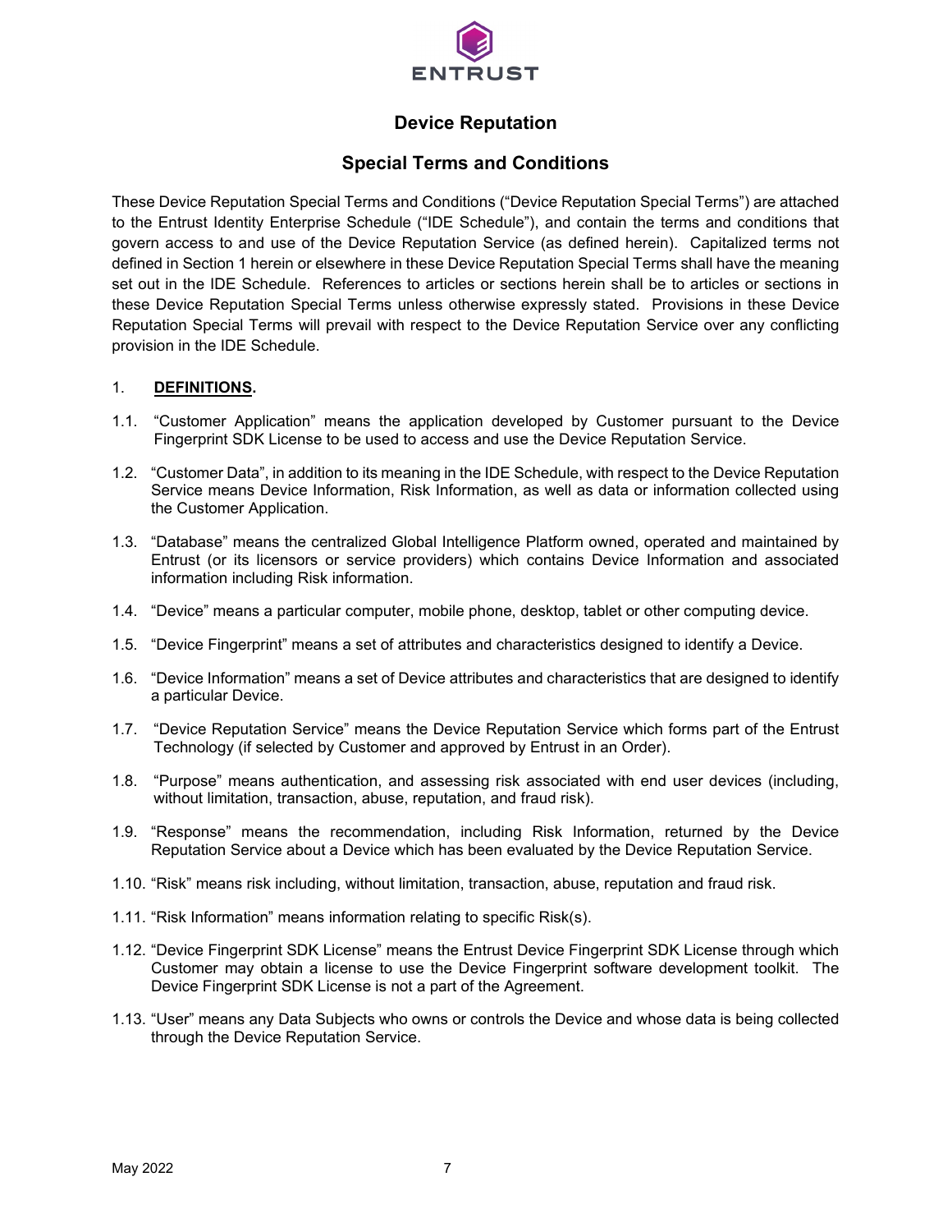# Device Reputation

## Special Terms and Conditions

These Device Reputation Special Terms and Conditions ("Device Reputation Special Terms") are attached to the Entrust Identity Enterprise Schedule ("IDE Schedule"), and contain the terms and conditions that govern access to and use of the Device Reputation Service (as defined herein). Capitalized terms not defined in Section 1 herein or elsewhere in these Device Reputation Special Terms shall have the meaning set out in the IDE Schedule. References to articles or sections herein shall be to articles or sections in these Device Reputation Special Terms unless otherwise expressly stated. Provisions in these Device Reputation Special Terms will prevail with respect to the Device Reputation Service over any conflicting provision in the IDE Schedule.

1. **DEFINITIONS.**

1.1. "Customer Application" means the application developed by Customer pursuant to the Device Fingerprint SDK License to be used to access and use the Device Reputation Service.

1.2. "Customer Data", in addition to its meaning in the IDE Schedule, with respect to the Device Reputation Service means Device Information, Risk Information, as well as data or information collected using the Customer Application.

1.3. "Database" means the centralized Global Intelligence Platform owned, operated and maintained by Entrust (or its licensors or service providers) which contains Device Information and associated information including Risk information.

1.4. "Device" means a particular computer, mobile phone, desktop, tablet or other computing device.

1.5. "Device Fingerprint" means a set of attributes and characteristics designed to identify a Device.

1.6. "Device Information" means a set of Device attributes and characteristics that are designed to identify a particular Device.

1.7. "Device Reputation Service" means the Device Reputation Service which forms part of the Entrust Technology (if selected by Customer and approved by Entrust in an Order).

1.8. "Purpose" means authentication, and assessing risk associated with end user devices (including, without limitation, transaction, abuse, reputation, and fraud risk).

1.9. "Response" means the recommendation, including Risk Information, returned by the Device Reputation Service about a Device which has been evaluated by the Device Reputation Service.

1.10. "Risk" means risk including, without limitation, transaction, abuse, reputation and fraud risk.

1.11. "Risk Information" means information relating to specific Risk(s).

1.12. "Device Fingerprint SDK License" means the Entrust Device Fingerprint SDK License through which Customer may obtain a license to use the Device Fingerprint software development toolkit. The Device Fingerprint SDK License is not a part of the Agreement.

1.13. "User" means any Data Subjects who owns or controls the Device and whose data is being collected through the Device Reputation Service.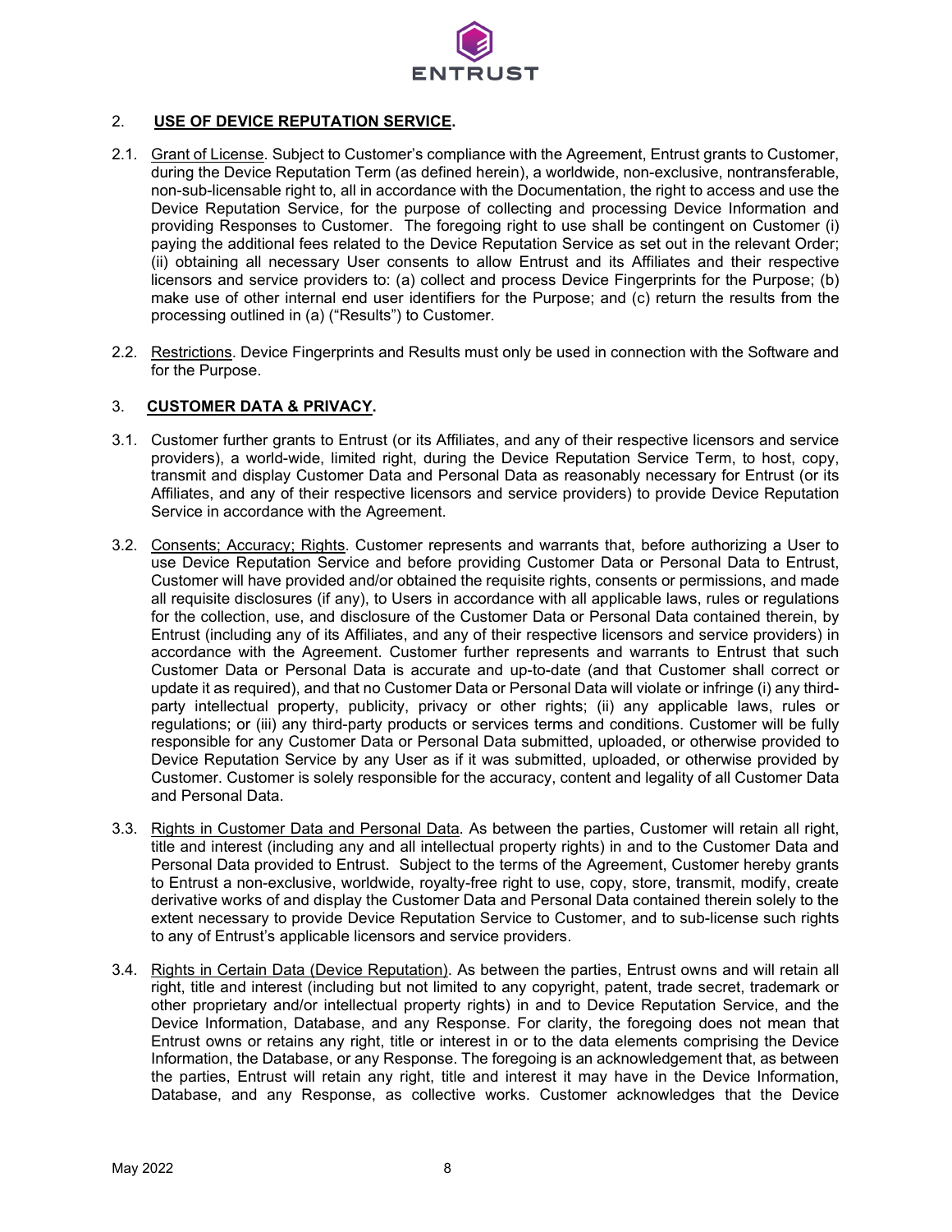## 2. **USE OF DEVICE REPUTATION SERVICE.**

2.1. Grant of License. Subject to Customer's compliance with the Agreement, Entrust grants to Customer, during the Device Reputation Term (as defined herein), a worldwide, non-exclusive, nontransferable, non-sub-licensable right to, all in accordance with the Documentation, the right to access and use the Device Reputation Service, for the purpose of collecting and processing Device Information and providing Responses to Customer. The foregoing right to use shall be contingent on Customer (i) paying the additional fees related to the Device Reputation Service as set out in the relevant Order; (ii) obtaining all necessary User consents to allow Entrust and its Affiliates and their respective licensors and service providers to: (a) collect and process Device Fingerprints for the Purpose; (b) make use of other internal end user identifiers for the Purpose; and (c) return the results from the processing outlined in (a) ("Results") to Customer.

2.2. Restrictions. Device Fingerprints and Results must only be used in connection with the Software and for the Purpose.

## 3. **CUSTOMER DATA & PRIVACY.**

3.1. Customer further grants to Entrust (or its Affiliates, and any of their respective licensors and service providers), a world-wide, limited right, during the Device Reputation Service Term, to host, copy, transmit and display Customer Data and Personal Data as reasonably necessary for Entrust (or its Affiliates, and any of their respective licensors and service providers) to provide Device Reputation Service in accordance with the Agreement.

3.2. Consents; Accuracy; Rights. Customer represents and warrants that, before authorizing a User to use Device Reputation Service and before providing Customer Data or Personal Data to Entrust, Customer will have provided and/or obtained the requisite rights, consents or permissions, and made all requisite disclosures (if any), to Users in accordance with all applicable laws, rules or regulations for the collection, use, and disclosure of the Customer Data or Personal Data contained therein, by Entrust (including any of its Affiliates, and any of their respective licensors and service providers) in accordance with the Agreement. Customer further represents and warrants to Entrust that such Customer Data or Personal Data is accurate and up-to-date (and that Customer shall correct or update it as required), and that no Customer Data or Personal Data will violate or infringe (i) any third-party intellectual property, publicity, privacy or other rights; (ii) any applicable laws, rules or regulations; or (iii) any third-party products or services terms and conditions. Customer will be fully responsible for any Customer Data or Personal Data submitted, uploaded, or otherwise provided to Device Reputation Service by any User as if it was submitted, uploaded, or otherwise provided by Customer. Customer is solely responsible for the accuracy, content and legality of all Customer Data and Personal Data.

3.3. Rights in Customer Data and Personal Data. As between the parties, Customer will retain all right, title and interest (including any and all intellectual property rights) in and to the Customer Data and Personal Data provided to Entrust. Subject to the terms of the Agreement, Customer hereby grants to Entrust a non-exclusive, worldwide, royalty-free right to use, copy, store, transmit, modify, create derivative works of and display the Customer Data and Personal Data contained therein solely to the extent necessary to provide Device Reputation Service to Customer, and to sub-license such rights to any of Entrust's applicable licensors and service providers.

3.4. Rights in Certain Data (Device Reputation). As between the parties, Entrust owns and will retain all right, title and interest (including but not limited to any copyright, patent, trade secret, trademark or other proprietary and/or intellectual property rights) in and to Device Reputation Service, and the Device Information, Database, and any Response. For clarity, the foregoing does not mean that Entrust owns or retains any right, title or interest in or to the data elements comprising the Device Information, the Database, or any Response. The foregoing is an acknowledgement that, as between the parties, Entrust will retain any right, title and interest it may have in the Device Information, Database, and any Response, as collective works. Customer acknowledges that the Device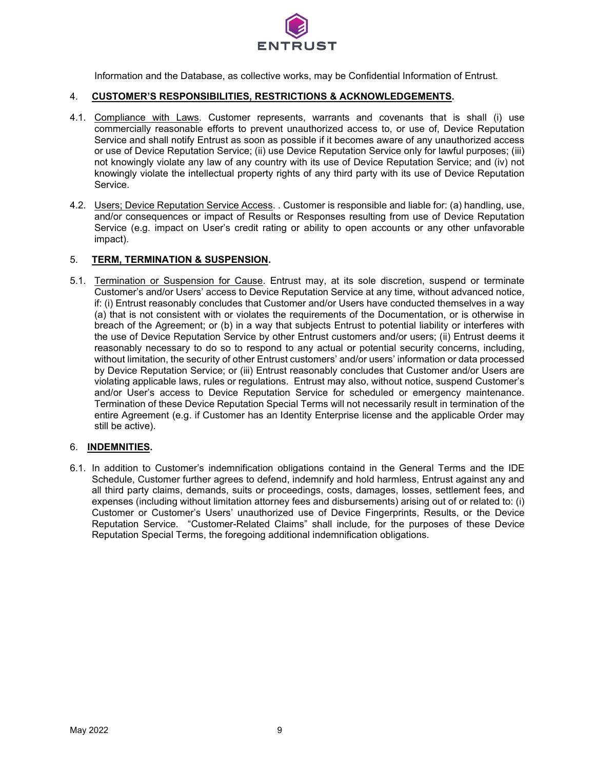Information and the Database, as collective works, may be Confidential Information of Entrust.

## 4. **CUSTOMER'S RESPONSIBILITIES, RESTRICTIONS & ACKNOWLEDGEMENTS.**

4.1. Compliance with Laws. Customer represents, warrants and covenants that is shall (i) use commercially reasonable efforts to prevent unauthorized access to, or use of, Device Reputation Service and shall notify Entrust as soon as possible if it becomes aware of any unauthorized access or use of Device Reputation Service; (ii) use Device Reputation Service only for lawful purposes; (iii) not knowingly violate any law of any country with its use of Device Reputation Service; and (iv) not knowingly violate the intellectual property rights of any third party with its use of Device Reputation Service.

4.2. Users; Device Reputation Service Access. . Customer is responsible and liable for: (a) handling, use, and/or consequences or impact of Results or Responses resulting from use of Device Reputation Service (e.g. impact on User's credit rating or ability to open accounts or any other unfavorable impact).

## 5. **TERM, TERMINATION & SUSPENSION.**

5.1. Termination or Suspension for Cause. Entrust may, at its sole discretion, suspend or terminate Customer's and/or Users' access to Device Reputation Service at any time, without advanced notice, if: (i) Entrust reasonably concludes that Customer and/or Users have conducted themselves in a way (a) that is not consistent with or violates the requirements of the Documentation, or is otherwise in breach of the Agreement; or (b) in a way that subjects Entrust to potential liability or interferes with the use of Device Reputation Service by other Entrust customers and/or users; (ii) Entrust deems it reasonably necessary to do so to respond to any actual or potential security concerns, including, without limitation, the security of other Entrust customers' and/or users' information or data processed by Device Reputation Service; or (iii) Entrust reasonably concludes that Customer and/or Users are violating applicable laws, rules or regulations. Entrust may also, without notice, suspend Customer's and/or User's access to Device Reputation Service for scheduled or emergency maintenance. Termination of these Device Reputation Special Terms will not necessarily result in termination of the entire Agreement (e.g. if Customer has an Identity Enterprise license and the applicable Order may still be active).

## 6. **INDEMNITIES.**

6.1. In addition to Customer's indemnification obligations containd in the General Terms and the IDE Schedule, Customer further agrees to defend, indemnify and hold harmless, Entrust against any and all third party claims, demands, suits or proceedings, costs, damages, losses, settlement fees, and expenses (including without limitation attorney fees and disbursements) arising out of or related to: (i) Customer or Customer's Users' unauthorized use of Device Fingerprints, Results, or the Device Reputation Service. "Customer-Related Claims" shall include, for the purposes of these Device Reputation Special Terms, the foregoing additional indemnification obligations.